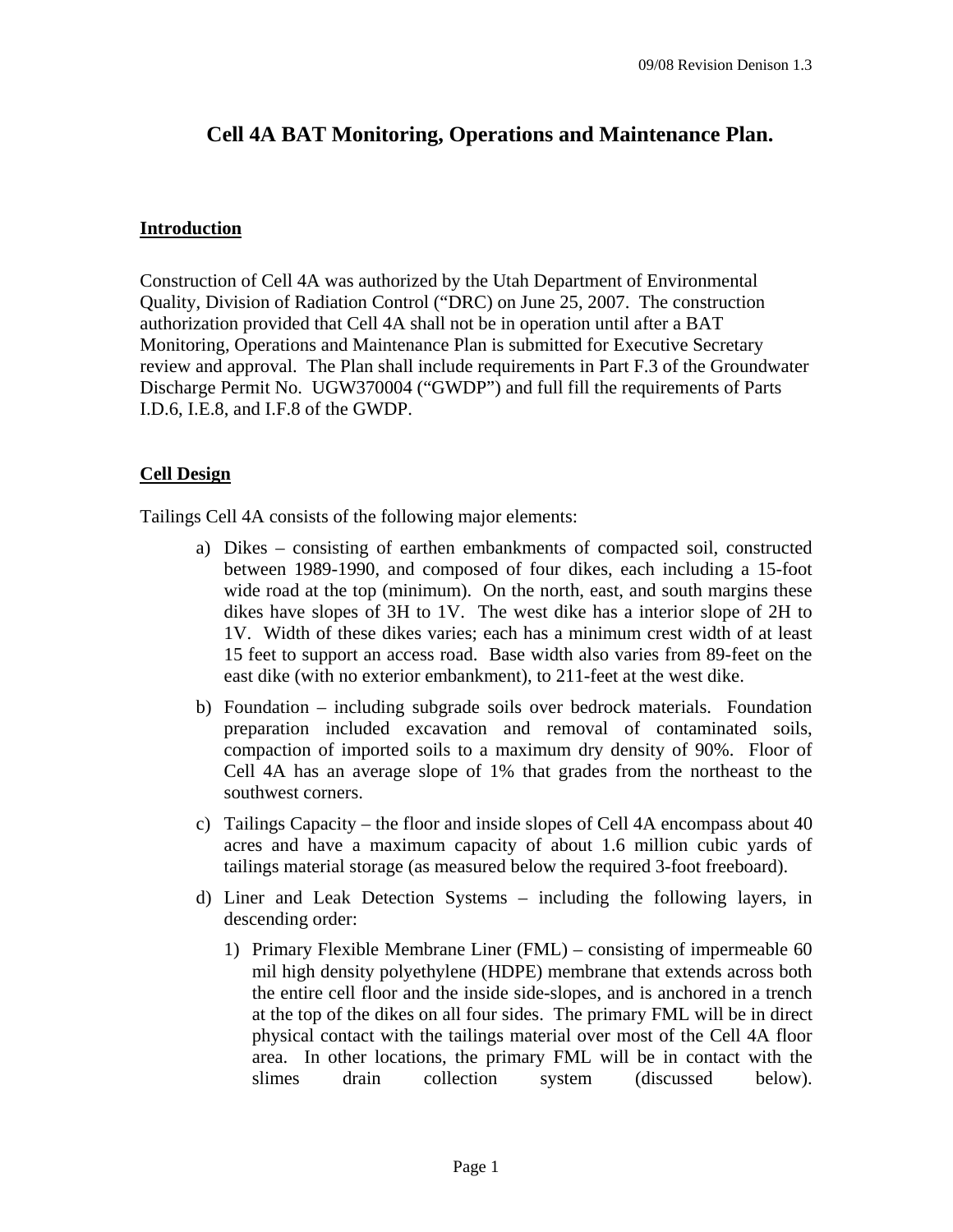# Cell 4A BAT Monitoring, Operations and Maintenance Plan.

## Introduction

Construction of Cell 4A was authorized by the Utah Department of Environmental Quality, Division of Radiation Control ("DRC) on June 25, 2007. The construction authorization provided that Cell 4A shall not be in operation until after a BAT Monitoring, Operations and Maintenance Plan is submitted for Executive Secretary review and approval. The Plan shall include requirements in Part F.3 of the Groundwater Discharge Permit No. UGW370004 ("GWDP") and full fill the requirements of Parts I.D.6, I.E.8, and I.F.8 of the GWDP.

## Cell Design

Tailings Cell 4A consists of the following major elements:

a) Dikes – consisting of earthen embankments of compacted soil, constructed between 1989-1990, and composed of four dikes, each including a 15-foot wide road at the top (minimum). On the north, east, and south margins these dikes have slopes of 3H to 1V. The west dike has a interior slope of 2H to 1V. Width of these dikes varies; each has a minimum crest width of at least 15 feet to support an access road. Base width also varies from 89-feet on the east dike (with no exterior embankment), to 211-feet at the west dike.

b) Foundation – including subgrade soils over bedrock materials. Foundation preparation included excavation and removal of contaminated soils, compaction of imported soils to a maximum dry density of 90%. Floor of Cell 4A has an average slope of 1% that grades from the northeast to the southwest corners.

c) Tailings Capacity – the floor and inside slopes of Cell 4A encompass about 40 acres and have a maximum capacity of about 1.6 million cubic yards of tailings material storage (as measured below the required 3-foot freeboard).

d) Liner and Leak Detection Systems – including the following layers, in descending order:

   1) Primary Flexible Membrane Liner (FML) – consisting of impermeable 60 mil high density polyethylene (HDPE) membrane that extends across both the entire cell floor and the inside side-slopes, and is anchored in a trench at the top of the dikes on all four sides. The primary FML will be in direct physical contact with the tailings material over most of the Cell 4A floor area. In other locations, the primary FML will be in contact with the slimes drain collection system (discussed below).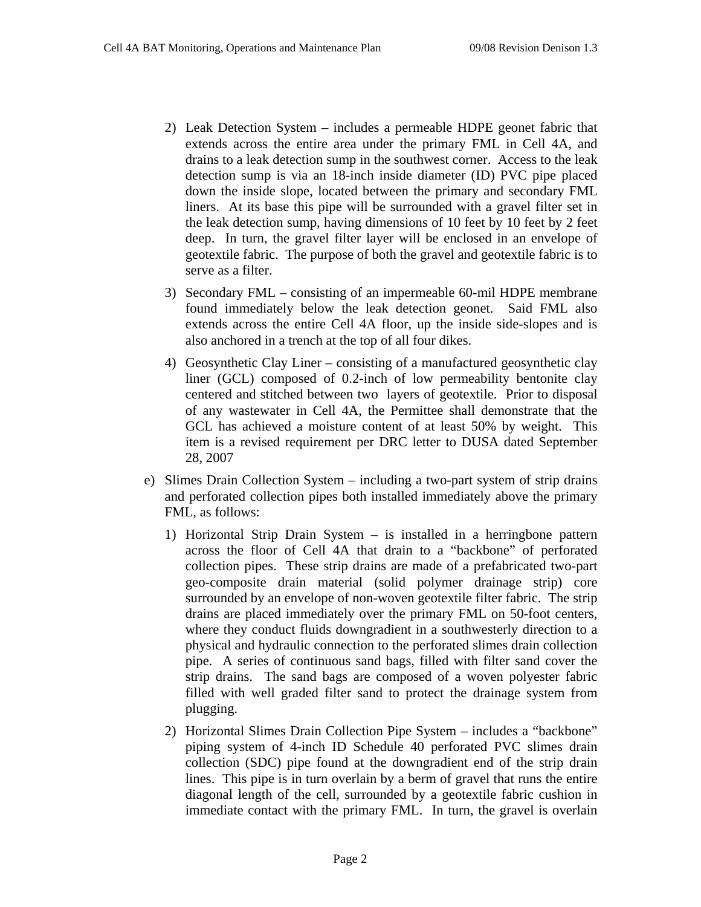2) Leak Detection System – includes a permeable HDPE geonet fabric that extends across the entire area under the primary FML in Cell 4A, and drains to a leak detection sump in the southwest corner. Access to the leak detection sump is via an 18-inch inside diameter (ID) PVC pipe placed down the inside slope, located between the primary and secondary FML liners. At its base this pipe will be surrounded with a gravel filter set in the leak detection sump, having dimensions of 10 feet by 10 feet by 2 feet deep. In turn, the gravel filter layer will be enclosed in an envelope of geotextile fabric. The purpose of both the gravel and geotextile fabric is to serve as a filter.

3) Secondary FML – consisting of an impermeable 60-mil HDPE membrane found immediately below the leak detection geonet. Said FML also extends across the entire Cell 4A floor, up the inside side-slopes and is also anchored in a trench at the top of all four dikes.

4) Geosynthetic Clay Liner – consisting of a manufactured geosynthetic clay liner (GCL) composed of 0.2-inch of low permeability bentonite clay centered and stitched between two layers of geotextile. Prior to disposal of any wastewater in Cell 4A, the Permittee shall demonstrate that the GCL has achieved a moisture content of at least 50% by weight. This item is a revised requirement per DRC letter to DUSA dated September 28, 2007

e) Slimes Drain Collection System – including a two-part system of strip drains and perforated collection pipes both installed immediately above the primary FML, as follows:

1) Horizontal Strip Drain System – is installed in a herringbone pattern across the floor of Cell 4A that drain to a "backbone" of perforated collection pipes. These strip drains are made of a prefabricated two-part geo-composite drain material (solid polymer drainage strip) core surrounded by an envelope of non-woven geotextile filter fabric. The strip drains are placed immediately over the primary FML on 50-foot centers, where they conduct fluids downgradient in a southwesterly direction to a physical and hydraulic connection to the perforated slimes drain collection pipe. A series of continuous sand bags, filled with filter sand cover the strip drains. The sand bags are composed of a woven polyester fabric filled with well graded filter sand to protect the drainage system from plugging.

2) Horizontal Slimes Drain Collection Pipe System – includes a "backbone" piping system of 4-inch ID Schedule 40 perforated PVC slimes drain collection (SDC) pipe found at the downgradient end of the strip drain lines. This pipe is in turn overlain by a berm of gravel that runs the entire diagonal length of the cell, surrounded by a geotextile fabric cushion in immediate contact with the primary FML. In turn, the gravel is overlain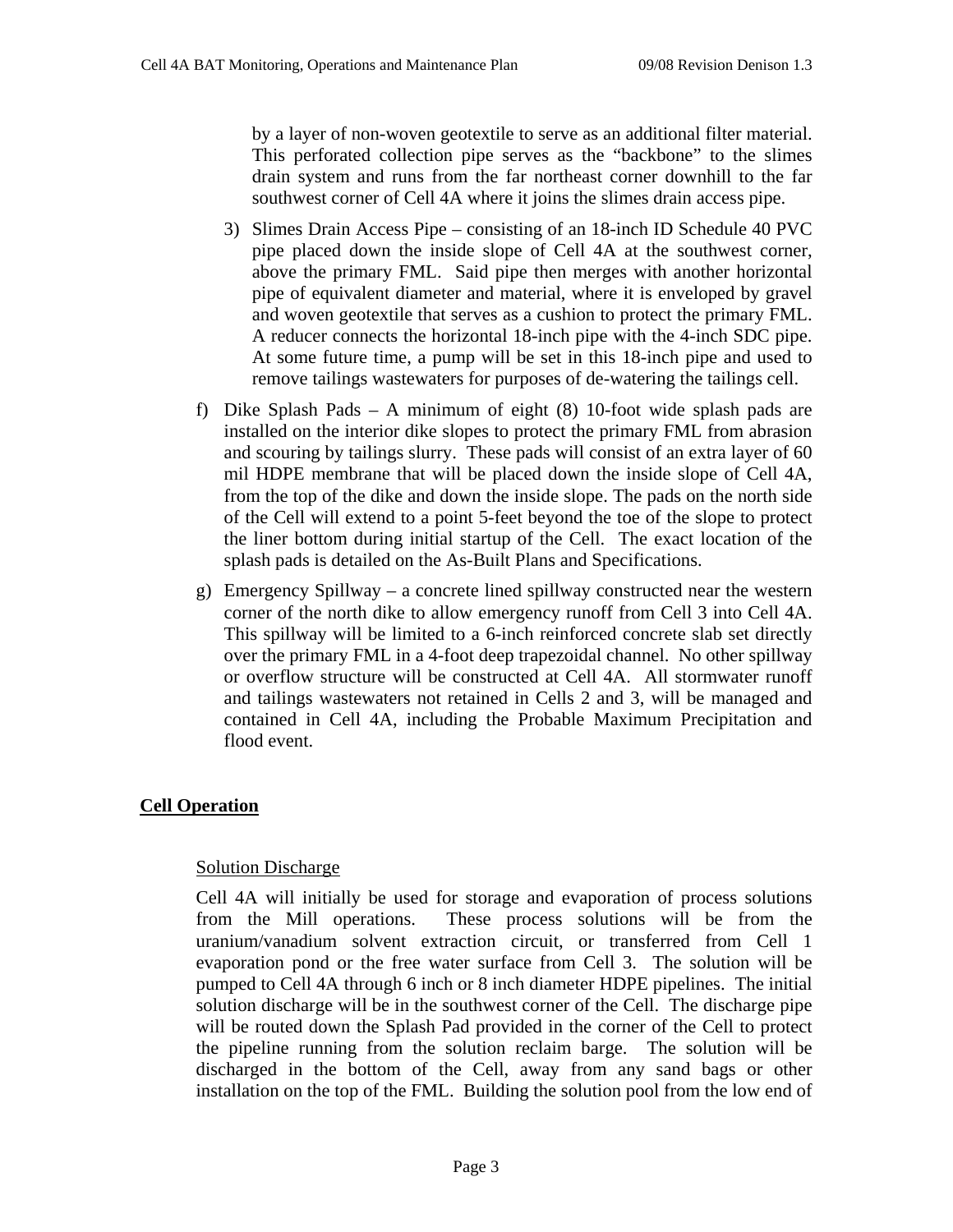by a layer of non-woven geotextile to serve as an additional filter material. This perforated collection pipe serves as the "backbone" to the slimes drain system and runs from the far northeast corner downhill to the far southwest corner of Cell 4A where it joins the slimes drain access pipe.

3) Slimes Drain Access Pipe – consisting of an 18-inch ID Schedule 40 PVC pipe placed down the inside slope of Cell 4A at the southwest corner, above the primary FML. Said pipe then merges with another horizontal pipe of equivalent diameter and material, where it is enveloped by gravel and woven geotextile that serves as a cushion to protect the primary FML. A reducer connects the horizontal 18-inch pipe with the 4-inch SDC pipe. At some future time, a pump will be set in this 18-inch pipe and used to remove tailings wastewaters for purposes of de-watering the tailings cell.

f) Dike Splash Pads – A minimum of eight (8) 10-foot wide splash pads are installed on the interior dike slopes to protect the primary FML from abrasion and scouring by tailings slurry. These pads will consist of an extra layer of 60 mil HDPE membrane that will be placed down the inside slope of Cell 4A, from the top of the dike and down the inside slope. The pads on the north side of the Cell will extend to a point 5-feet beyond the toe of the slope to protect the liner bottom during initial startup of the Cell. The exact location of the splash pads is detailed on the As-Built Plans and Specifications.

g) Emergency Spillway – a concrete lined spillway constructed near the western corner of the north dike to allow emergency runoff from Cell 3 into Cell 4A. This spillway will be limited to a 6-inch reinforced concrete slab set directly over the primary FML in a 4-foot deep trapezoidal channel. No other spillway or overflow structure will be constructed at Cell 4A. All stormwater runoff and tailings wastewaters not retained in Cells 2 and 3, will be managed and contained in Cell 4A, including the Probable Maximum Precipitation and flood event.

## Cell Operation

### Solution Discharge

Cell 4A will initially be used for storage and evaporation of process solutions from the Mill operations. These process solutions will be from the uranium/vanadium solvent extraction circuit, or transferred from Cell 1 evaporation pond or the free water surface from Cell 3. The solution will be pumped to Cell 4A through 6 inch or 8 inch diameter HDPE pipelines. The initial solution discharge will be in the southwest corner of the Cell. The discharge pipe will be routed down the Splash Pad provided in the corner of the Cell to protect the pipeline running from the solution reclaim barge. The solution will be discharged in the bottom of the Cell, away from any sand bags or other installation on the top of the FML. Building the solution pool from the low end of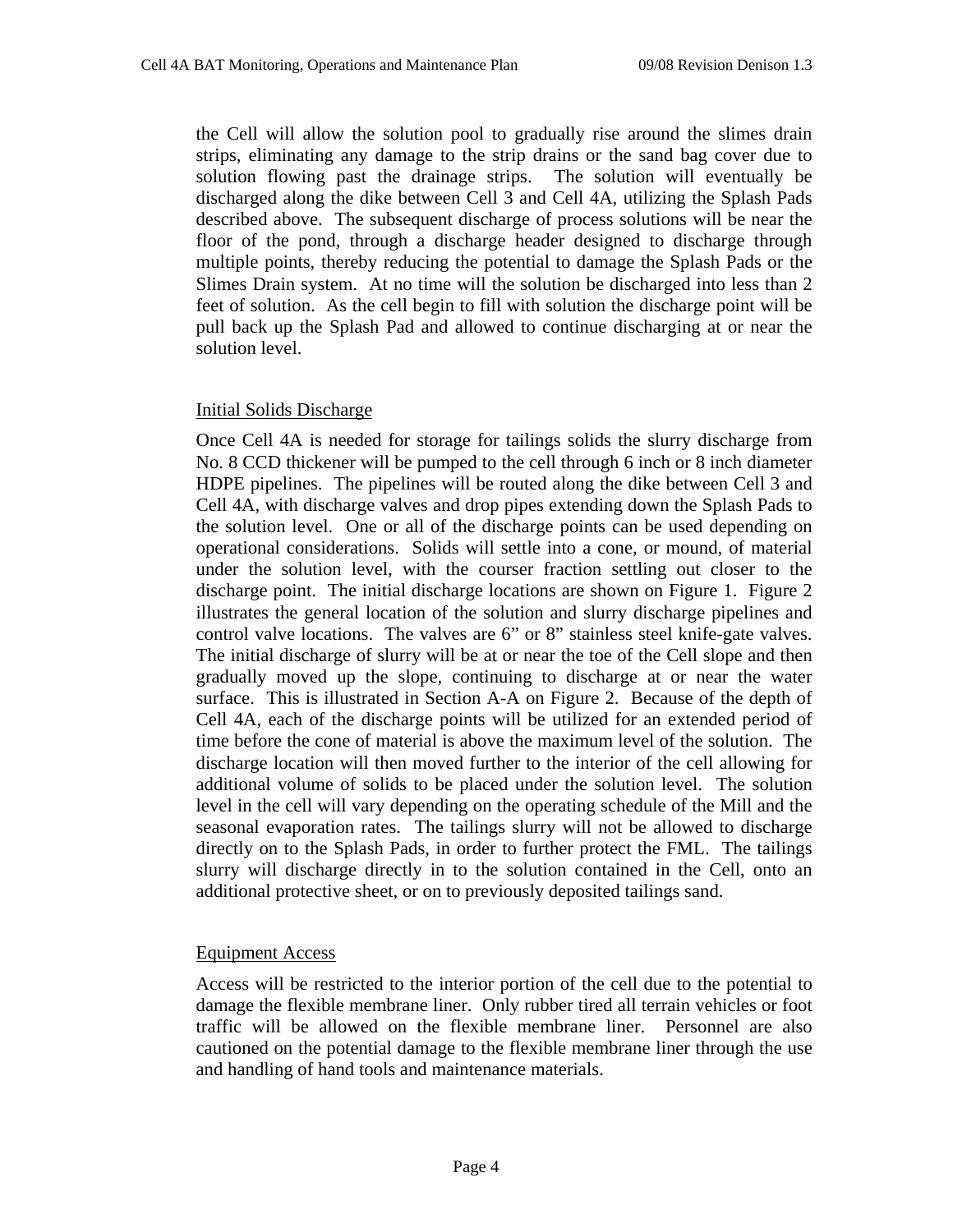the Cell will allow the solution pool to gradually rise around the slimes drain strips, eliminating any damage to the strip drains or the sand bag cover due to solution flowing past the drainage strips. The solution will eventually be discharged along the dike between Cell 3 and Cell 4A, utilizing the Splash Pads described above. The subsequent discharge of process solutions will be near the floor of the pond, through a discharge header designed to discharge through multiple points, thereby reducing the potential to damage the Splash Pads or the Slimes Drain system. At no time will the solution be discharged into less than 2 feet of solution. As the cell begin to fill with solution the discharge point will be pull back up the Splash Pad and allowed to continue discharging at or near the solution level.

## Initial Solids Discharge

Once Cell 4A is needed for storage for tailings solids the slurry discharge from No. 8 CCD thickener will be pumped to the cell through 6 inch or 8 inch diameter HDPE pipelines. The pipelines will be routed along the dike between Cell 3 and Cell 4A, with discharge valves and drop pipes extending down the Splash Pads to the solution level. One or all of the discharge points can be used depending on operational considerations. Solids will settle into a cone, or mound, of material under the solution level, with the courser fraction settling out closer to the discharge point. The initial discharge locations are shown on Figure 1. Figure 2 illustrates the general location of the solution and slurry discharge pipelines and control valve locations. The valves are 6" or 8" stainless steel knife-gate valves. The initial discharge of slurry will be at or near the toe of the Cell slope and then gradually moved up the slope, continuing to discharge at or near the water surface. This is illustrated in Section A-A on Figure 2. Because of the depth of Cell 4A, each of the discharge points will be utilized for an extended period of time before the cone of material is above the maximum level of the solution. The discharge location will then moved further to the interior of the cell allowing for additional volume of solids to be placed under the solution level. The solution level in the cell will vary depending on the operating schedule of the Mill and the seasonal evaporation rates. The tailings slurry will not be allowed to discharge directly on to the Splash Pads, in order to further protect the FML. The tailings slurry will discharge directly in to the solution contained in the Cell, onto an additional protective sheet, or on to previously deposited tailings sand.

## Equipment Access

Access will be restricted to the interior portion of the cell due to the potential to damage the flexible membrane liner. Only rubber tired all terrain vehicles or foot traffic will be allowed on the flexible membrane liner. Personnel are also cautioned on the potential damage to the flexible membrane liner through the use and handling of hand tools and maintenance materials.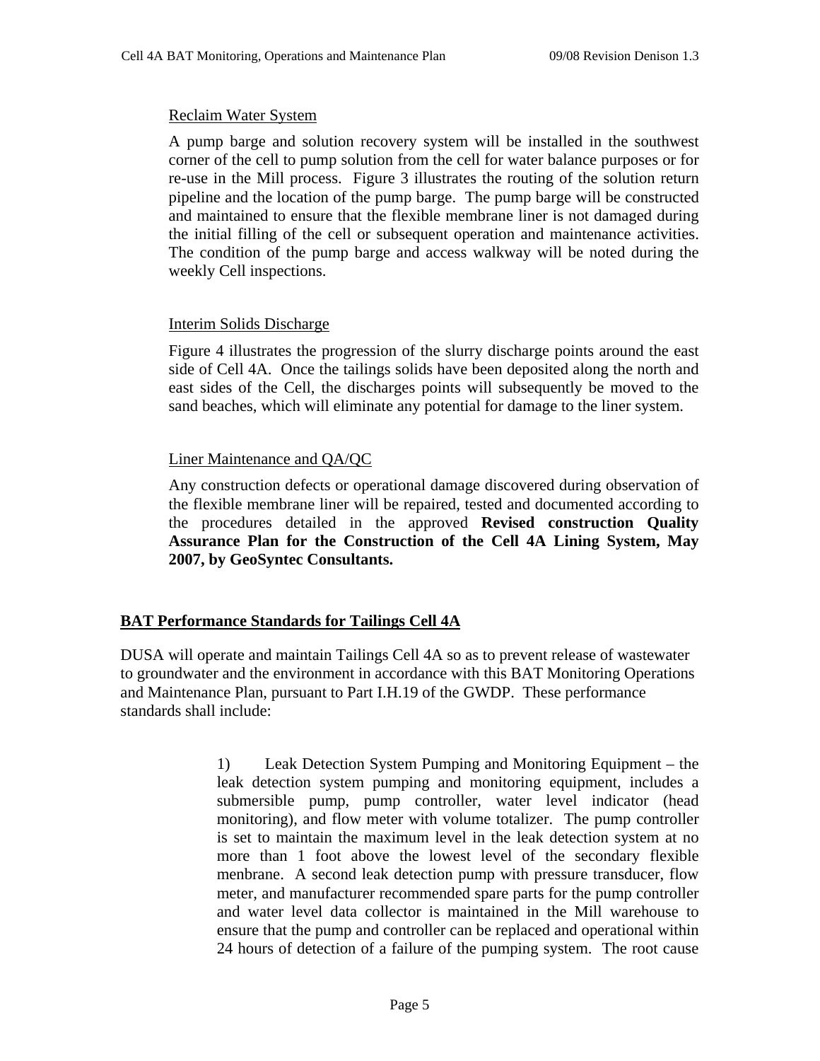Reclaim Water System

A pump barge and solution recovery system will be installed in the southwest corner of the cell to pump solution from the cell for water balance purposes or for re-use in the Mill process. Figure 3 illustrates the routing of the solution return pipeline and the location of the pump barge. The pump barge will be constructed and maintained to ensure that the flexible membrane liner is not damaged during the initial filling of the cell or subsequent operation and maintenance activities. The condition of the pump barge and access walkway will be noted during the weekly Cell inspections.

Interim Solids Discharge

Figure 4 illustrates the progression of the slurry discharge points around the east side of Cell 4A. Once the tailings solids have been deposited along the north and east sides of the Cell, the discharges points will subsequently be moved to the sand beaches, which will eliminate any potential for damage to the liner system.

Liner Maintenance and QA/QC

Any construction defects or operational damage discovered during observation of the flexible membrane liner will be repaired, tested and documented according to the procedures detailed in the approved **Revised construction Quality Assurance Plan for the Construction of the Cell 4A Lining System, May 2007, by GeoSyntec Consultants.**

## BAT Performance Standards for Tailings Cell 4A

DUSA will operate and maintain Tailings Cell 4A so as to prevent release of wastewater to groundwater and the environment in accordance with this BAT Monitoring Operations and Maintenance Plan, pursuant to Part I.H.19 of the GWDP. These performance standards shall include:

1) Leak Detection System Pumping and Monitoring Equipment – the leak detection system pumping and monitoring equipment, includes a submersible pump, pump controller, water level indicator (head monitoring), and flow meter with volume totalizer. The pump controller is set to maintain the maximum level in the leak detection system at no more than 1 foot above the lowest level of the secondary flexible menbrane. A second leak detection pump with pressure transducer, flow meter, and manufacturer recommended spare parts for the pump controller and water level data collector is maintained in the Mill warehouse to ensure that the pump and controller can be replaced and operational within 24 hours of detection of a failure of the pumping system. The root cause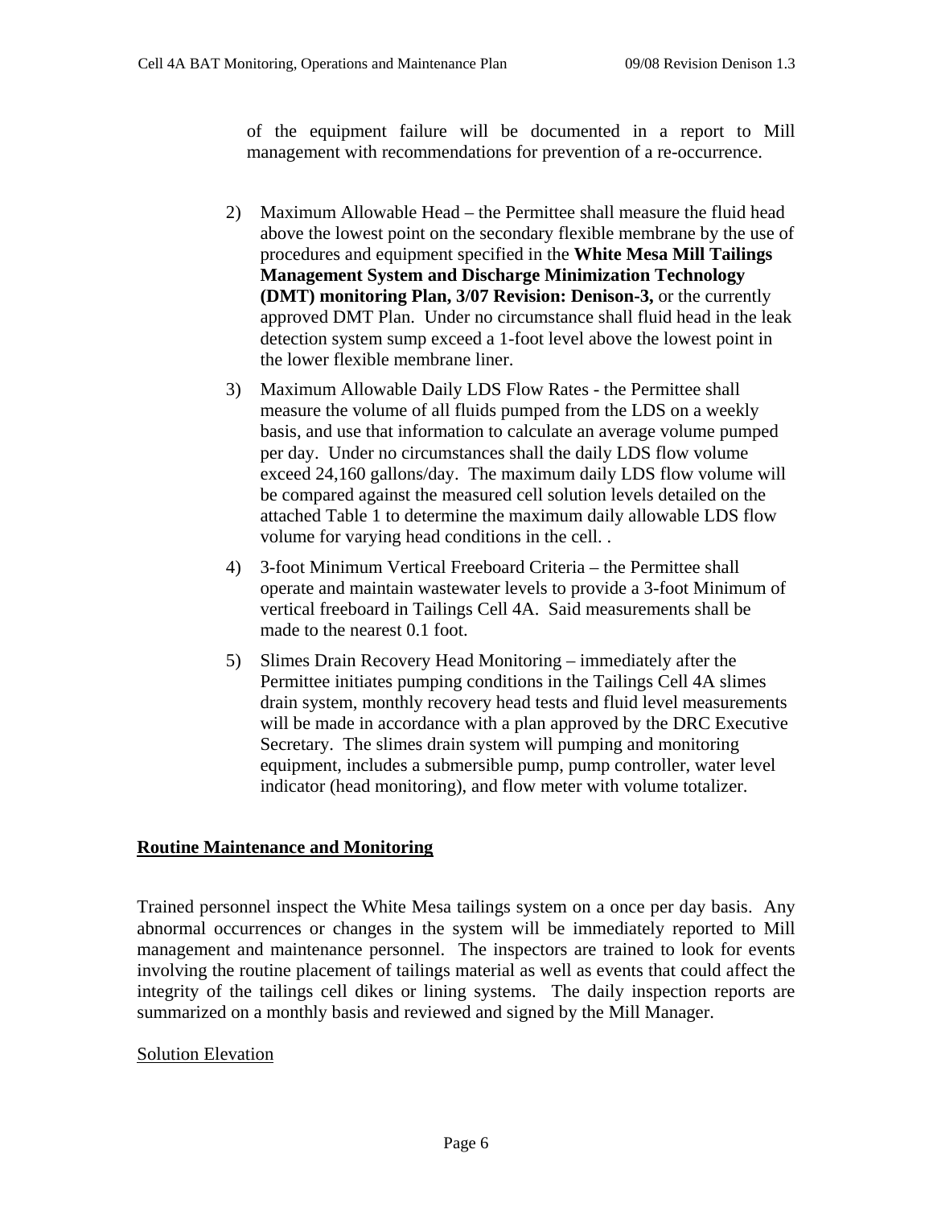of the equipment failure will be documented in a report to Mill management with recommendations for prevention of a re-occurrence.

2) Maximum Allowable Head – the Permittee shall measure the fluid head above the lowest point on the secondary flexible membrane by the use of procedures and equipment specified in the **White Mesa Mill Tailings Management System and Discharge Minimization Technology (DMT) monitoring Plan, 3/07 Revision: Denison-3,** or the currently approved DMT Plan. Under no circumstance shall fluid head in the leak detection system sump exceed a 1-foot level above the lowest point in the lower flexible membrane liner.

3) Maximum Allowable Daily LDS Flow Rates - the Permittee shall measure the volume of all fluids pumped from the LDS on a weekly basis, and use that information to calculate an average volume pumped per day. Under no circumstances shall the daily LDS flow volume exceed 24,160 gallons/day. The maximum daily LDS flow volume will be compared against the measured cell solution levels detailed on the attached Table 1 to determine the maximum daily allowable LDS flow volume for varying head conditions in the cell. .

4) 3-foot Minimum Vertical Freeboard Criteria – the Permittee shall operate and maintain wastewater levels to provide a 3-foot Minimum of vertical freeboard in Tailings Cell 4A. Said measurements shall be made to the nearest 0.1 foot.

5) Slimes Drain Recovery Head Monitoring – immediately after the Permittee initiates pumping conditions in the Tailings Cell 4A slimes drain system, monthly recovery head tests and fluid level measurements will be made in accordance with a plan approved by the DRC Executive Secretary. The slimes drain system will pumping and monitoring equipment, includes a submersible pump, pump controller, water level indicator (head monitoring), and flow meter with volume totalizer.

## Routine Maintenance and Monitoring

Trained personnel inspect the White Mesa tailings system on a once per day basis. Any abnormal occurrences or changes in the system will be immediately reported to Mill management and maintenance personnel. The inspectors are trained to look for events involving the routine placement of tailings material as well as events that could affect the integrity of the tailings cell dikes or lining systems. The daily inspection reports are summarized on a monthly basis and reviewed and signed by the Mill Manager.

### Solution Elevation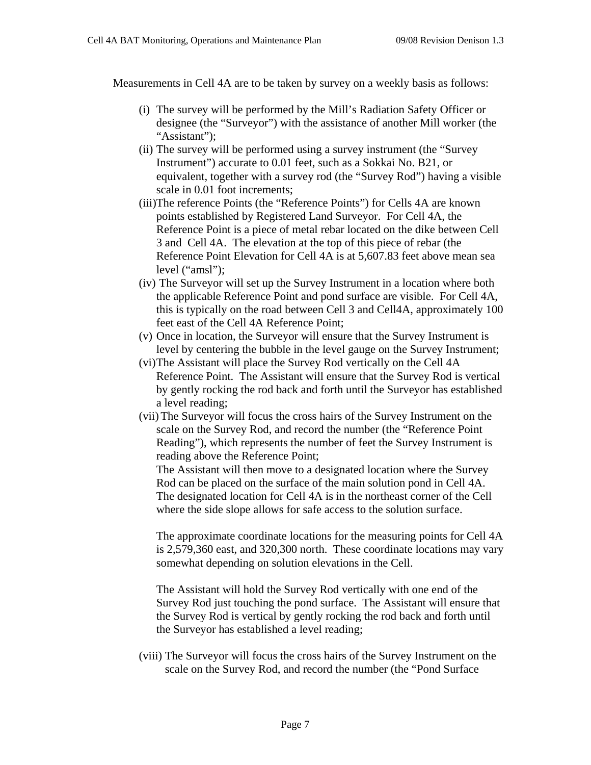Measurements in Cell 4A are to be taken by survey on a weekly basis as follows:

(i) The survey will be performed by the Mill's Radiation Safety Officer or designee (the "Surveyor") with the assistance of another Mill worker (the "Assistant");

(ii) The survey will be performed using a survey instrument (the "Survey Instrument") accurate to 0.01 feet, such as a Sokkai No. B21, or equivalent, together with a survey rod (the "Survey Rod") having a visible scale in 0.01 foot increments;

(iii) The reference Points (the "Reference Points") for Cells 4A are known points established by Registered Land Surveyor. For Cell 4A, the Reference Point is a piece of metal rebar located on the dike between Cell 3 and Cell 4A. The elevation at the top of this piece of rebar (the Reference Point Elevation for Cell 4A is at 5,607.83 feet above mean sea level ("amsl");

(iv) The Surveyor will set up the Survey Instrument in a location where both the applicable Reference Point and pond surface are visible. For Cell 4A, this is typically on the road between Cell 3 and Cell4A, approximately 100 feet east of the Cell 4A Reference Point;

(v) Once in location, the Surveyor will ensure that the Survey Instrument is level by centering the bubble in the level gauge on the Survey Instrument;

(vi) The Assistant will place the Survey Rod vertically on the Cell 4A Reference Point. The Assistant will ensure that the Survey Rod is vertical by gently rocking the rod back and forth until the Surveyor has established a level reading;

(vii) The Surveyor will focus the cross hairs of the Survey Instrument on the scale on the Survey Rod, and record the number (the "Reference Point Reading"), which represents the number of feet the Survey Instrument is reading above the Reference Point;

The Assistant will then move to a designated location where the Survey Rod can be placed on the surface of the main solution pond in Cell 4A. The designated location for Cell 4A is in the northeast corner of the Cell where the side slope allows for safe access to the solution surface.

The approximate coordinate locations for the measuring points for Cell 4A is 2,579,360 east, and 320,300 north. These coordinate locations may vary somewhat depending on solution elevations in the Cell.

The Assistant will hold the Survey Rod vertically with one end of the Survey Rod just touching the pond surface. The Assistant will ensure that the Survey Rod is vertical by gently rocking the rod back and forth until the Surveyor has established a level reading;

(viii) The Surveyor will focus the cross hairs of the Survey Instrument on the scale on the Survey Rod, and record the number (the "Pond Surface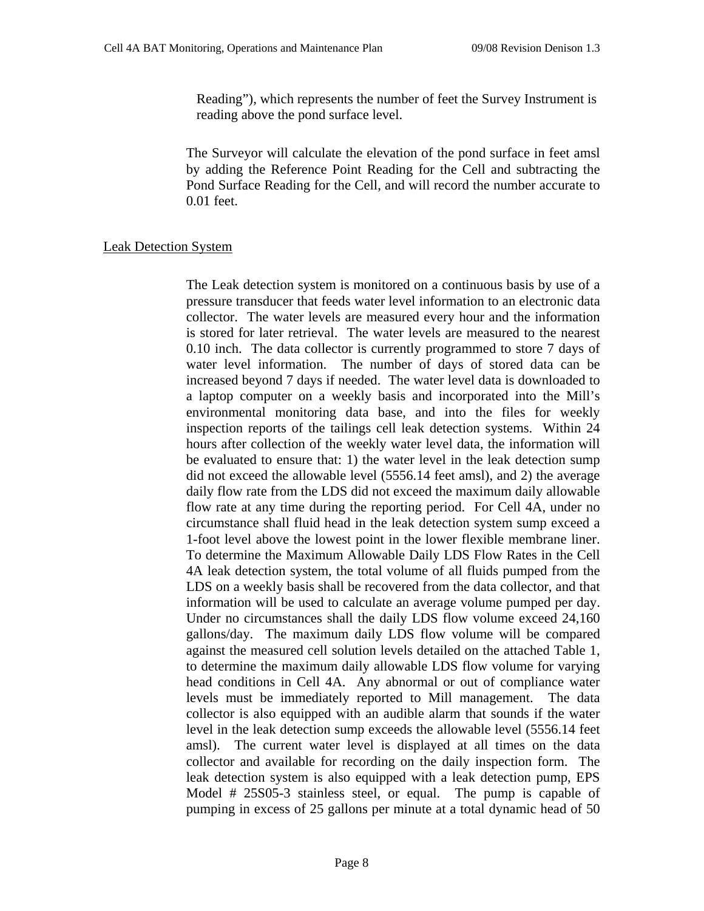Reading"), which represents the number of feet the Survey Instrument is reading above the pond surface level.

The Surveyor will calculate the elevation of the pond surface in feet amsl by adding the Reference Point Reading for the Cell and subtracting the Pond Surface Reading for the Cell, and will record the number accurate to 0.01 feet.

## Leak Detection System

The Leak detection system is monitored on a continuous basis by use of a pressure transducer that feeds water level information to an electronic data collector. The water levels are measured every hour and the information is stored for later retrieval. The water levels are measured to the nearest 0.10 inch. The data collector is currently programmed to store 7 days of water level information. The number of days of stored data can be increased beyond 7 days if needed. The water level data is downloaded to a laptop computer on a weekly basis and incorporated into the Mill's environmental monitoring data base, and into the files for weekly inspection reports of the tailings cell leak detection systems. Within 24 hours after collection of the weekly water level data, the information will be evaluated to ensure that: 1) the water level in the leak detection sump did not exceed the allowable level (5556.14 feet amsl), and 2) the average daily flow rate from the LDS did not exceed the maximum daily allowable flow rate at any time during the reporting period. For Cell 4A, under no circumstance shall fluid head in the leak detection system sump exceed a 1-foot level above the lowest point in the lower flexible membrane liner. To determine the Maximum Allowable Daily LDS Flow Rates in the Cell 4A leak detection system, the total volume of all fluids pumped from the LDS on a weekly basis shall be recovered from the data collector, and that information will be used to calculate an average volume pumped per day. Under no circumstances shall the daily LDS flow volume exceed 24,160 gallons/day. The maximum daily LDS flow volume will be compared against the measured cell solution levels detailed on the attached Table 1, to determine the maximum daily allowable LDS flow volume for varying head conditions in Cell 4A. Any abnormal or out of compliance water levels must be immediately reported to Mill management. The data collector is also equipped with an audible alarm that sounds if the water level in the leak detection sump exceeds the allowable level (5556.14 feet amsl). The current water level is displayed at all times on the data collector and available for recording on the daily inspection form. The leak detection system is also equipped with a leak detection pump, EPS Model # 25S05-3 stainless steel, or equal. The pump is capable of pumping in excess of 25 gallons per minute at a total dynamic head of 50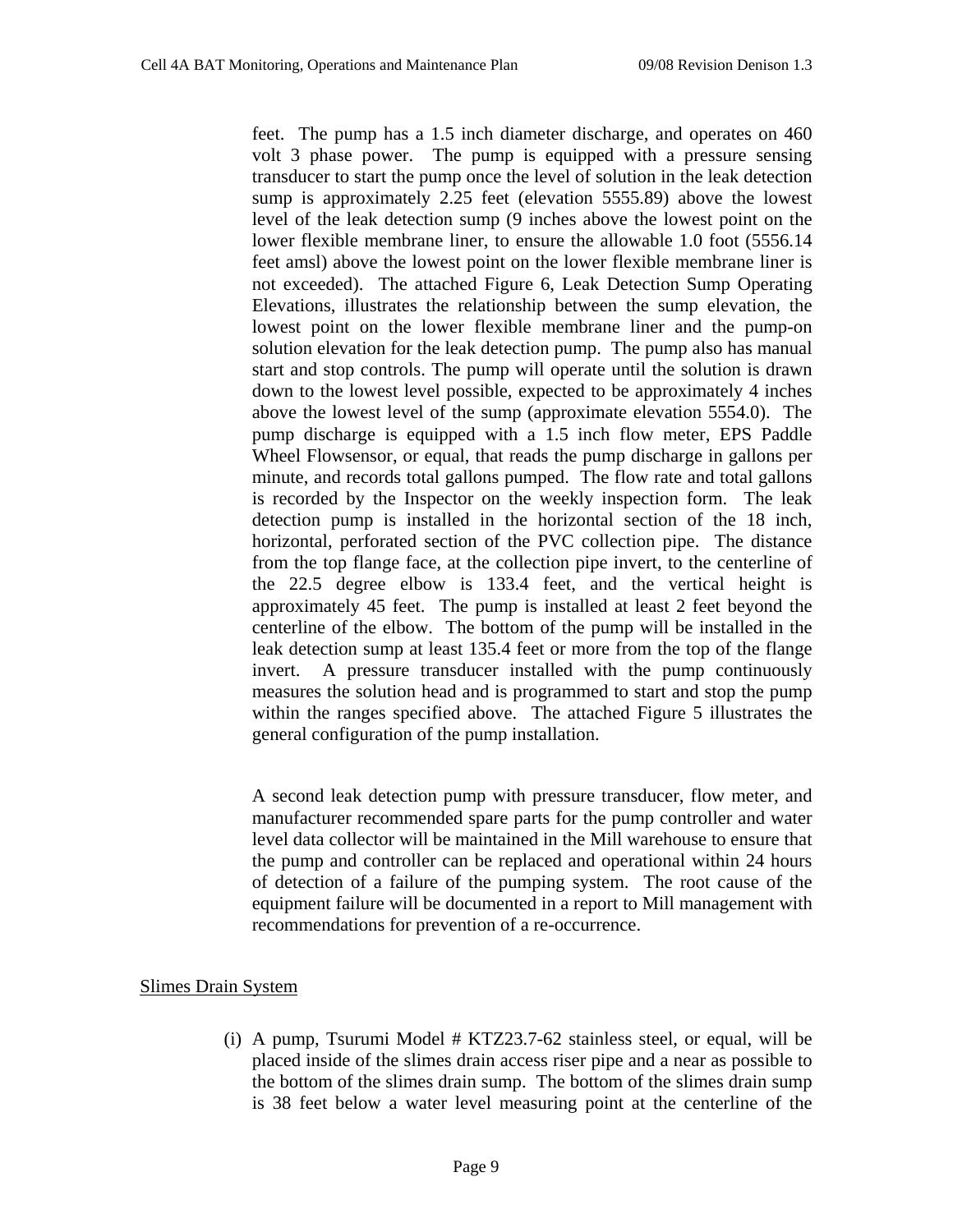feet. The pump has a 1.5 inch diameter discharge, and operates on 460 volt 3 phase power. The pump is equipped with a pressure sensing transducer to start the pump once the level of solution in the leak detection sump is approximately 2.25 feet (elevation 5555.89) above the lowest level of the leak detection sump (9 inches above the lowest point on the lower flexible membrane liner, to ensure the allowable 1.0 foot (5556.14 feet amsl) above the lowest point on the lower flexible membrane liner is not exceeded). The attached Figure 6, Leak Detection Sump Operating Elevations, illustrates the relationship between the sump elevation, the lowest point on the lower flexible membrane liner and the pump-on solution elevation for the leak detection pump. The pump also has manual start and stop controls. The pump will operate until the solution is drawn down to the lowest level possible, expected to be approximately 4 inches above the lowest level of the sump (approximate elevation 5554.0). The pump discharge is equipped with a 1.5 inch flow meter, EPS Paddle Wheel Flowsensor, or equal, that reads the pump discharge in gallons per minute, and records total gallons pumped. The flow rate and total gallons is recorded by the Inspector on the weekly inspection form. The leak detection pump is installed in the horizontal section of the 18 inch, horizontal, perforated section of the PVC collection pipe. The distance from the top flange face, at the collection pipe invert, to the centerline of the 22.5 degree elbow is 133.4 feet, and the vertical height is approximately 45 feet. The pump is installed at least 2 feet beyond the centerline of the elbow. The bottom of the pump will be installed in the leak detection sump at least 135.4 feet or more from the top of the flange invert. A pressure transducer installed with the pump continuously measures the solution head and is programmed to start and stop the pump within the ranges specified above. The attached Figure 5 illustrates the general configuration of the pump installation.

A second leak detection pump with pressure transducer, flow meter, and manufacturer recommended spare parts for the pump controller and water level data collector will be maintained in the Mill warehouse to ensure that the pump and controller can be replaced and operational within 24 hours of detection of a failure of the pumping system. The root cause of the equipment failure will be documented in a report to Mill management with recommendations for prevention of a re-occurrence.

## Slimes Drain System

(i) A pump, Tsurumi Model # KTZ23.7-62 stainless steel, or equal, will be placed inside of the slimes drain access riser pipe and a near as possible to the bottom of the slimes drain sump. The bottom of the slimes drain sump is 38 feet below a water level measuring point at the centerline of the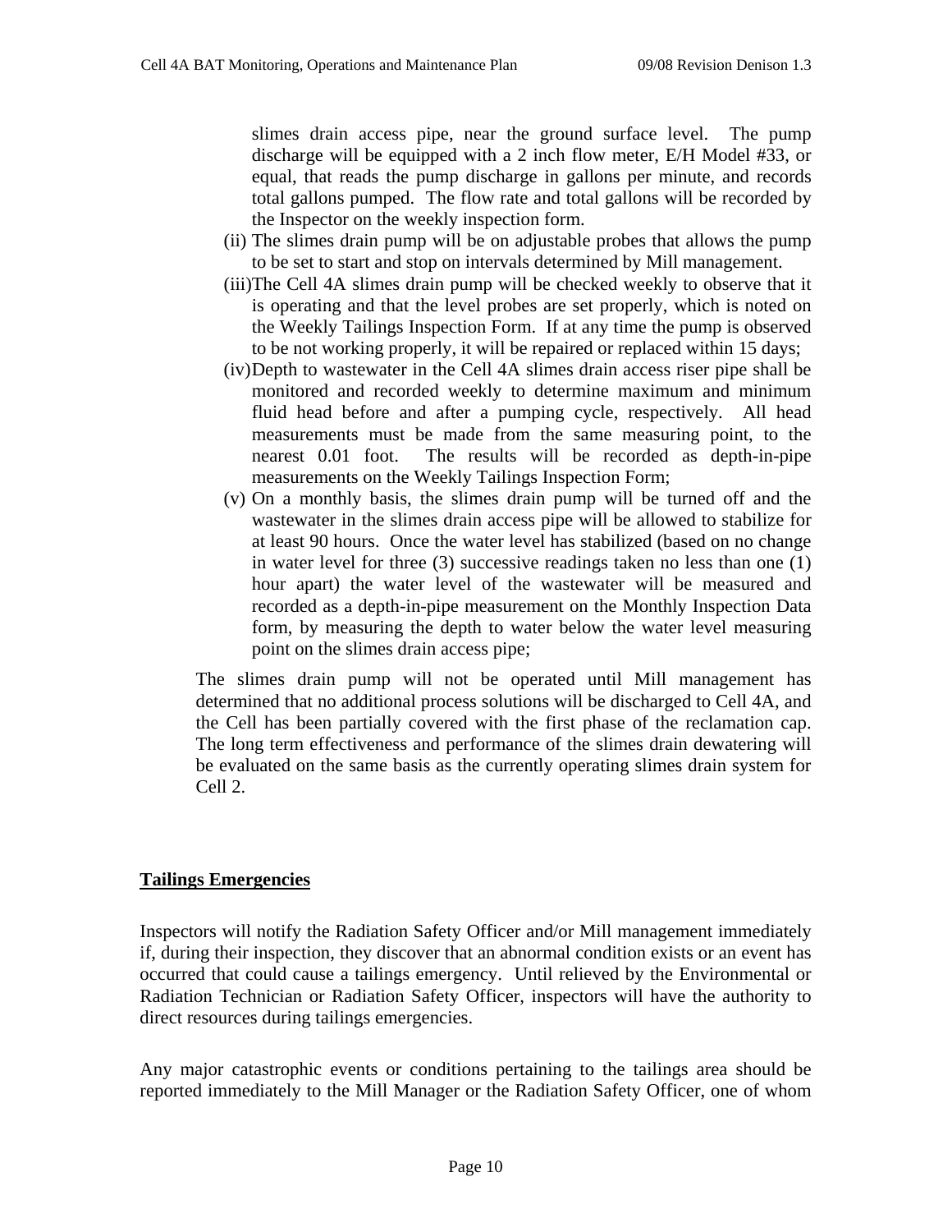slimes drain access pipe, near the ground surface level. The pump discharge will be equipped with a 2 inch flow meter, E/H Model #33, or equal, that reads the pump discharge in gallons per minute, and records total gallons pumped. The flow rate and total gallons will be recorded by the Inspector on the weekly inspection form.

(ii) The slimes drain pump will be on adjustable probes that allows the pump to be set to start and stop on intervals determined by Mill management.

(iii) The Cell 4A slimes drain pump will be checked weekly to observe that it is operating and that the level probes are set properly, which is noted on the Weekly Tailings Inspection Form. If at any time the pump is observed to be not working properly, it will be repaired or replaced within 15 days;

(iv) Depth to wastewater in the Cell 4A slimes drain access riser pipe shall be monitored and recorded weekly to determine maximum and minimum fluid head before and after a pumping cycle, respectively. All head measurements must be made from the same measuring point, to the nearest 0.01 foot. The results will be recorded as depth-in-pipe measurements on the Weekly Tailings Inspection Form;

(v) On a monthly basis, the slimes drain pump will be turned off and the wastewater in the slimes drain access pipe will be allowed to stabilize for at least 90 hours. Once the water level has stabilized (based on no change in water level for three (3) successive readings taken no less than one (1) hour apart) the water level of the wastewater will be measured and recorded as a depth-in-pipe measurement on the Monthly Inspection Data form, by measuring the depth to water below the water level measuring point on the slimes drain access pipe;

The slimes drain pump will not be operated until Mill management has determined that no additional process solutions will be discharged to Cell 4A, and the Cell has been partially covered with the first phase of the reclamation cap. The long term effectiveness and performance of the slimes drain dewatering will be evaluated on the same basis as the currently operating slimes drain system for Cell 2.

## Tailings Emergencies

Inspectors will notify the Radiation Safety Officer and/or Mill management immediately if, during their inspection, they discover that an abnormal condition exists or an event has occurred that could cause a tailings emergency. Until relieved by the Environmental or Radiation Technician or Radiation Safety Officer, inspectors will have the authority to direct resources during tailings emergencies.

Any major catastrophic events or conditions pertaining to the tailings area should be reported immediately to the Mill Manager or the Radiation Safety Officer, one of whom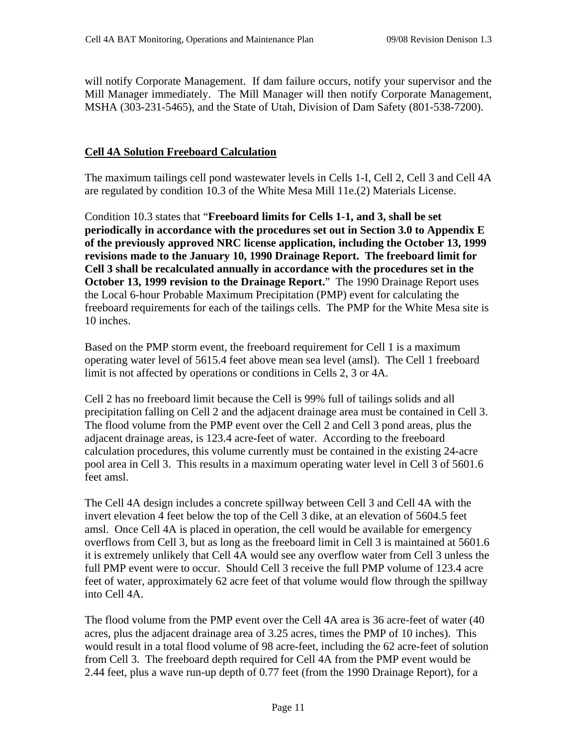will notify Corporate Management. If dam failure occurs, notify your supervisor and the Mill Manager immediately. The Mill Manager will then notify Corporate Management, MSHA (303-231-5465), and the State of Utah, Division of Dam Safety (801-538-7200).

## Cell 4A Solution Freeboard Calculation

The maximum tailings cell pond wastewater levels in Cells 1-I, Cell 2, Cell 3 and Cell 4A are regulated by condition 10.3 of the White Mesa Mill 11e.(2) Materials License.

Condition 10.3 states that "**Freeboard limits for Cells 1-1, and 3, shall be set periodically in accordance with the procedures set out in Section 3.0 to Appendix E of the previously approved NRC license application, including the October 13, 1999 revisions made to the January 10, 1990 Drainage Report. The freeboard limit for Cell 3 shall be recalculated annually in accordance with the procedures set in the October 13, 1999 revision to the Drainage Report.**" The 1990 Drainage Report uses the Local 6-hour Probable Maximum Precipitation (PMP) event for calculating the freeboard requirements for each of the tailings cells. The PMP for the White Mesa site is 10 inches.

Based on the PMP storm event, the freeboard requirement for Cell 1 is a maximum operating water level of 5615.4 feet above mean sea level (amsl). The Cell 1 freeboard limit is not affected by operations or conditions in Cells 2, 3 or 4A.

Cell 2 has no freeboard limit because the Cell is 99% full of tailings solids and all precipitation falling on Cell 2 and the adjacent drainage area must be contained in Cell 3. The flood volume from the PMP event over the Cell 2 and Cell 3 pond areas, plus the adjacent drainage areas, is 123.4 acre-feet of water. According to the freeboard calculation procedures, this volume currently must be contained in the existing 24-acre pool area in Cell 3. This results in a maximum operating water level in Cell 3 of 5601.6 feet amsl.

The Cell 4A design includes a concrete spillway between Cell 3 and Cell 4A with the invert elevation 4 feet below the top of the Cell 3 dike, at an elevation of 5604.5 feet amsl. Once Cell 4A is placed in operation, the cell would be available for emergency overflows from Cell 3, but as long as the freeboard limit in Cell 3 is maintained at 5601.6 it is extremely unlikely that Cell 4A would see any overflow water from Cell 3 unless the full PMP event were to occur. Should Cell 3 receive the full PMP volume of 123.4 acre feet of water, approximately 62 acre feet of that volume would flow through the spillway into Cell 4A.

The flood volume from the PMP event over the Cell 4A area is 36 acre-feet of water (40 acres, plus the adjacent drainage area of 3.25 acres, times the PMP of 10 inches). This would result in a total flood volume of 98 acre-feet, including the 62 acre-feet of solution from Cell 3. The freeboard depth required for Cell 4A from the PMP event would be 2.44 feet, plus a wave run-up depth of 0.77 feet (from the 1990 Drainage Report), for a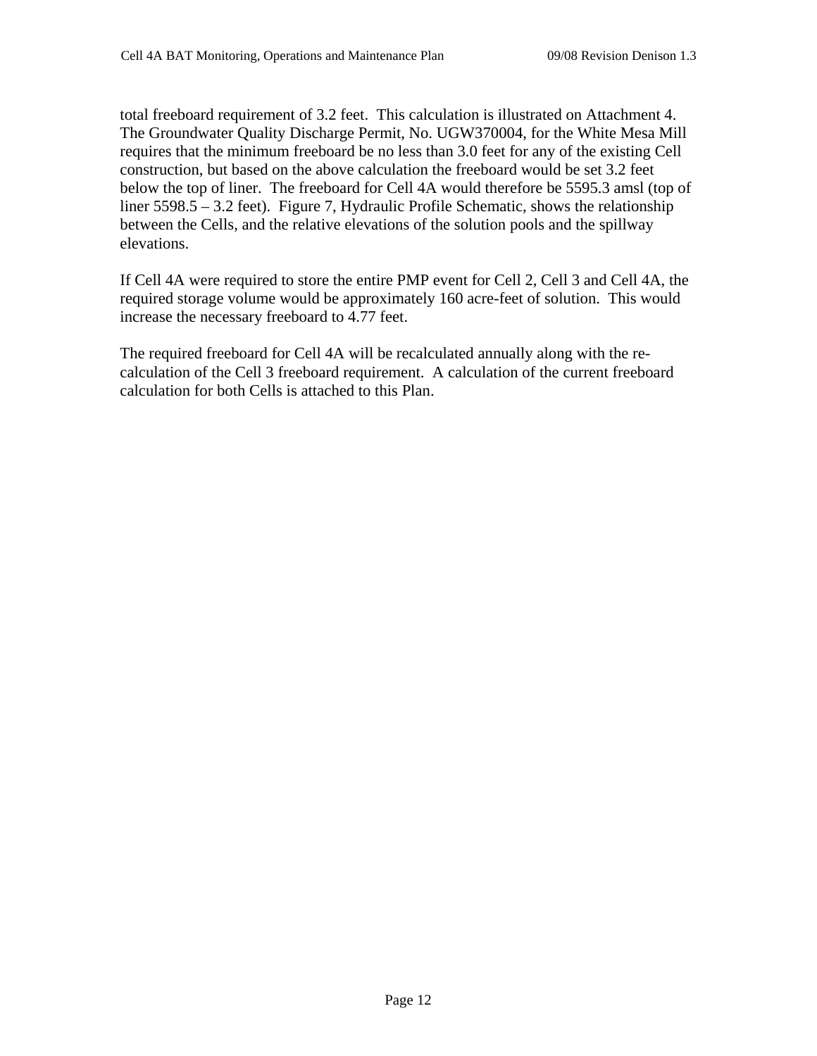total freeboard requirement of 3.2 feet. This calculation is illustrated on Attachment 4. The Groundwater Quality Discharge Permit, No. UGW370004, for the White Mesa Mill requires that the minimum freeboard be no less than 3.0 feet for any of the existing Cell construction, but based on the above calculation the freeboard would be set 3.2 feet below the top of liner. The freeboard for Cell 4A would therefore be 5595.3 amsl (top of liner 5598.5 – 3.2 feet). Figure 7, Hydraulic Profile Schematic, shows the relationship between the Cells, and the relative elevations of the solution pools and the spillway elevations.

If Cell 4A were required to store the entire PMP event for Cell 2, Cell 3 and Cell 4A, the required storage volume would be approximately 160 acre-feet of solution. This would increase the necessary freeboard to 4.77 feet.

The required freeboard for Cell 4A will be recalculated annually along with the re-calculation of the Cell 3 freeboard requirement. A calculation of the current freeboard calculation for both Cells is attached to this Plan.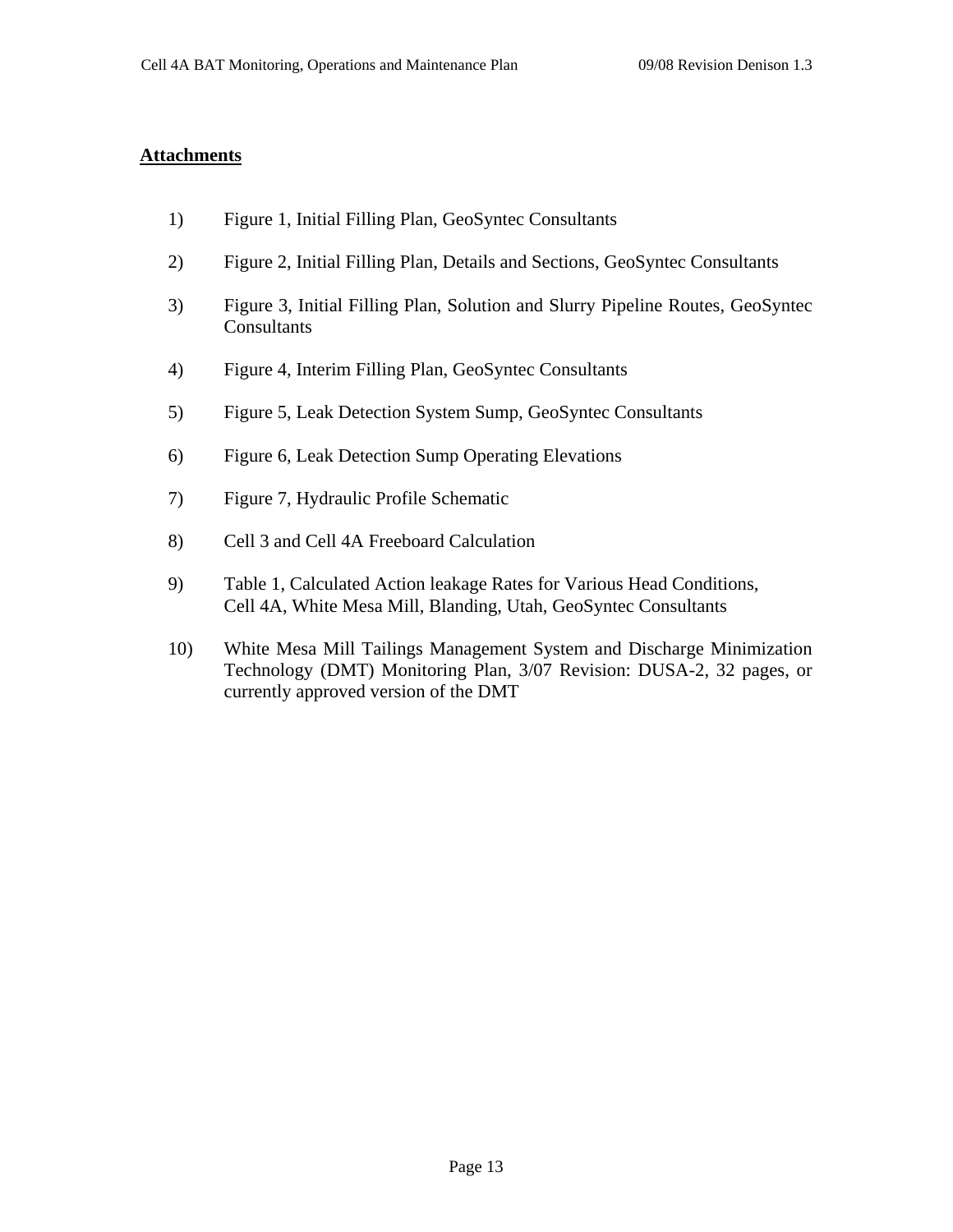**Attachments**

1) Figure 1, Initial Filling Plan, GeoSyntec Consultants

2) Figure 2, Initial Filling Plan, Details and Sections, GeoSyntec Consultants

3) Figure 3, Initial Filling Plan, Solution and Slurry Pipeline Routes, GeoSyntec Consultants

4) Figure 4, Interim Filling Plan, GeoSyntec Consultants

5) Figure 5, Leak Detection System Sump, GeoSyntec Consultants

6) Figure 6, Leak Detection Sump Operating Elevations

7) Figure 7, Hydraulic Profile Schematic

8) Cell 3 and Cell 4A Freeboard Calculation

9) Table 1, Calculated Action leakage Rates for Various Head Conditions, Cell 4A, White Mesa Mill, Blanding, Utah, GeoSyntec Consultants

10) White Mesa Mill Tailings Management System and Discharge Minimization Technology (DMT) Monitoring Plan, 3/07 Revision: DUSA-2, 32 pages, or currently approved version of the DMT